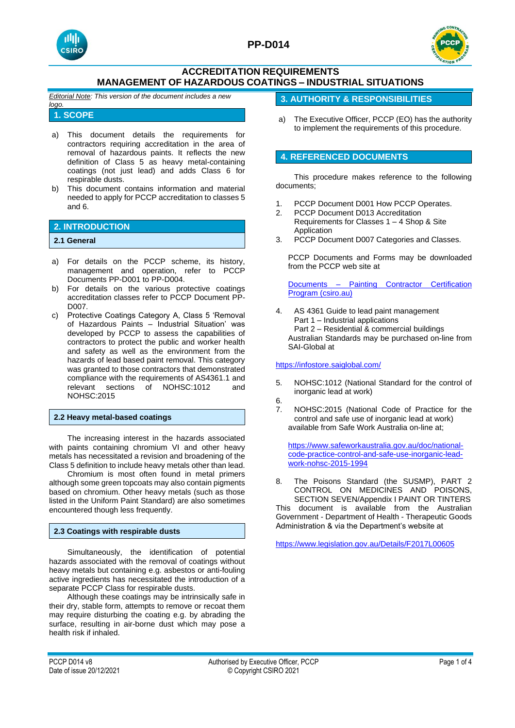# PP-D014

## ACCREDITATION REQUIREMENTS
## MANAGEMENT OF HAZARDOUS COATINGS – INDUSTRIAL SITUATIONS

*Editorial Note: This version of the document includes a new logo.*

## 1. SCOPE

a) This document details the requirements for contractors requiring accreditation in the area of removal of hazardous paints. It reflects the new definition of Class 5 as heavy metal-containing coatings (not just lead) and adds Class 6 for respirable dusts.

b) This document contains information and material needed to apply for PCCP accreditation to classes 5 and 6.

## 2. INTRODUCTION

### 2.1 General

a) For details on the PCCP scheme, its history, management and operation, refer to PCCP Documents PP-D001 to PP-D004.

b) For details on the various protective coatings accreditation classes refer to PCCP Document PP-D007.

c) Protective Coatings Category A, Class 5 'Removal of Hazardous Paints – Industrial Situation' was developed by PCCP to assess the capabilities of contractors to protect the public and worker health and safety as well as the environment from the hazards of lead based paint removal. This category was granted to those contractors that demonstrated compliance with the requirements of AS4361.1 and relevant sections of NOHSC:1012 and NOHSC:2015

### 2.2 Heavy metal-based coatings

The increasing interest in the hazards associated with paints containing chromium VI and other heavy metals has necessitated a revision and broadening of the Class 5 definition to include heavy metals other than lead.

Chromium is most often found in metal primers although some green topcoats may also contain pigments based on chromium. Other heavy metals (such as those listed in the Uniform Paint Standard) are also sometimes encountered though less frequently.

### 2.3 Coatings with respirable dusts

Simultaneously, the identification of potential hazards associated with the removal of coatings without heavy metals but containing e.g. asbestos or anti-fouling active ingredients has necessitated the introduction of a separate PCCP Class for respirable dusts.

Although these coatings may be intrinsically safe in their dry, stable form, attempts to remove or recoat them may require disturbing the coating e.g. by abrading the surface, resulting in air-borne dust which may pose a health risk if inhaled.

## 3. AUTHORITY & RESPONSIBILITIES

a) The Executive Officer, PCCP (EO) has the authority to implement the requirements of this procedure.

## 4. REFERENCED DOCUMENTS

This procedure makes reference to the following documents;

1. PCCP Document D001 How PCCP Operates.
2. PCCP Document D013 Accreditation Requirements for Classes 1 – 4 Shop & Site Application
3. PCCP Document D007 Categories and Classes.

PCCP Documents and Forms may be downloaded from the PCCP web site at

[Documents – Painting Contractor Certification Program (csiro.au)]

4. AS 4361 Guide to lead paint management
   Part 1 – Industrial applications
   Part 2 – Residential & commercial buildings

Australian Standards may be purchased on-line from SAI-Global at

https://infostore.saiglobal.com/

5. NOHSC:1012 (National Standard for the control of inorganic lead at work)
6. 
7. NOHSC:2015 (National Code of Practice for the control and safe use of inorganic lead at work) available from Safe Work Australia on-line at;

https://www.safeworkaustralia.gov.au/doc/national-code-practice-control-and-safe-use-inorganic-lead-work-nohsc-2015-1994

8. The Poisons Standard (the SUSMP), PART 2 CONTROL ON MEDICINES AND POISONS, SECTION SEVEN/Appendix I PAINT OR TINTERS

This document is available from the Australian Government - Department of Health - Therapeutic Goods Administration & via the Department's website at

https://www.legislation.gov.au/Details/F2017L00605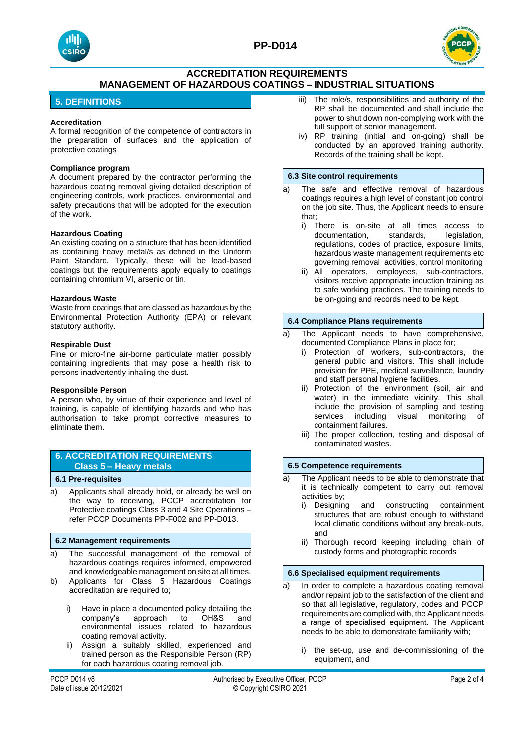## 5. DEFINITIONS

**Accreditation**
A formal recognition of the competence of contractors in the preparation of surfaces and the application of protective coatings

**Compliance program**
A document prepared by the contractor performing the hazardous coating removal giving detailed description of engineering controls, work practices, environmental and safety precautions that will be adopted for the execution of the work.

**Hazardous Coating**
An existing coating on a structure that has been identified as containing heavy metal/s as defined in the Uniform Paint Standard. Typically, these will be lead-based coatings but the requirements apply equally to coatings containing chromium VI, arsenic or tin.

**Hazardous Waste**
Waste from coatings that are classed as hazardous by the Environmental Protection Authority (EPA) or relevant statutory authority.

**Respirable Dust**
Fine or micro-fine air-borne particulate matter possibly containing ingredients that may pose a health risk to persons inadvertently inhaling the dust.

**Responsible Person**
A person who, by virtue of their experience and level of training, is capable of identifying hazards and who has authorisation to take prompt corrective measures to eliminate them.

## 6. ACCREDITATION REQUIREMENTS
## Class 5 – Heavy metals

### 6.1 Pre-requisites

a) Applicants shall already hold, or already be well on the way to receiving, PCCP accreditation for Protective coatings Class 3 and 4 Site Operations – refer PCCP Documents PP-F002 and PP-D013.

### 6.2 Management requirements

a) The successful management of the removal of hazardous coatings requires informed, empowered and knowledgeable management on site at all times.

b) Applicants for Class 5 Hazardous Coatings accreditation are required to;

   i) Have in place a documented policy detailing the company's approach to OH&S and environmental issues related to hazardous coating removal activity.

   ii) Assign a suitably skilled, experienced and trained person as the Responsible Person (RP) for each hazardous coating removal job.

   iii) The role/s, responsibilities and authority of the RP shall be documented and shall include the power to shut down non-complying work with the full support of senior management.

   iv) RP training (initial and on-going) shall be conducted by an approved training authority. Records of the training shall be kept.

### 6.3 Site control requirements

a) The safe and effective removal of hazardous coatings requires a high level of constant job control on the job site. Thus, the Applicant needs to ensure that;

   i) There is on-site at all times access to documentation, standards, legislation, regulations, codes of practice, exposure limits, hazardous waste management requirements etc governing removal activities, control monitoring

   ii) All operators, employees, sub-contractors, visitors receive appropriate induction training as to safe working practices. The training needs to be on-going and records need to be kept.

### 6.4 Compliance Plans requirements

a) The Applicant needs to have comprehensive, documented Compliance Plans in place for;

   i) Protection of workers, sub-contractors, the general public and visitors. This shall include provision for PPE, medical surveillance, laundry and staff personal hygiene facilities.

   ii) Protection of the environment (soil, air and water) in the immediate vicinity. This shall include the provision of sampling and testing services including visual monitoring of containment failures.

   iii) The proper collection, testing and disposal of contaminated wastes.

### 6.5 Competence requirements

a) The Applicant needs to be able to demonstrate that it is technically competent to carry out removal activities by;

   i) Designing and constructing containment structures that are robust enough to withstand local climatic conditions without any break-outs, and

   ii) Thorough record keeping including chain of custody forms and photographic records

### 6.6 Specialised equipment requirements

a) In order to complete a hazardous coating removal and/or repaint job to the satisfaction of the client and so that all legislative, regulatory, codes and PCCP requirements are complied with, the Applicant needs a range of specialised equipment. The Applicant needs to be able to demonstrate familiarity with;

   i) the set-up, use and de-commissioning of the equipment, and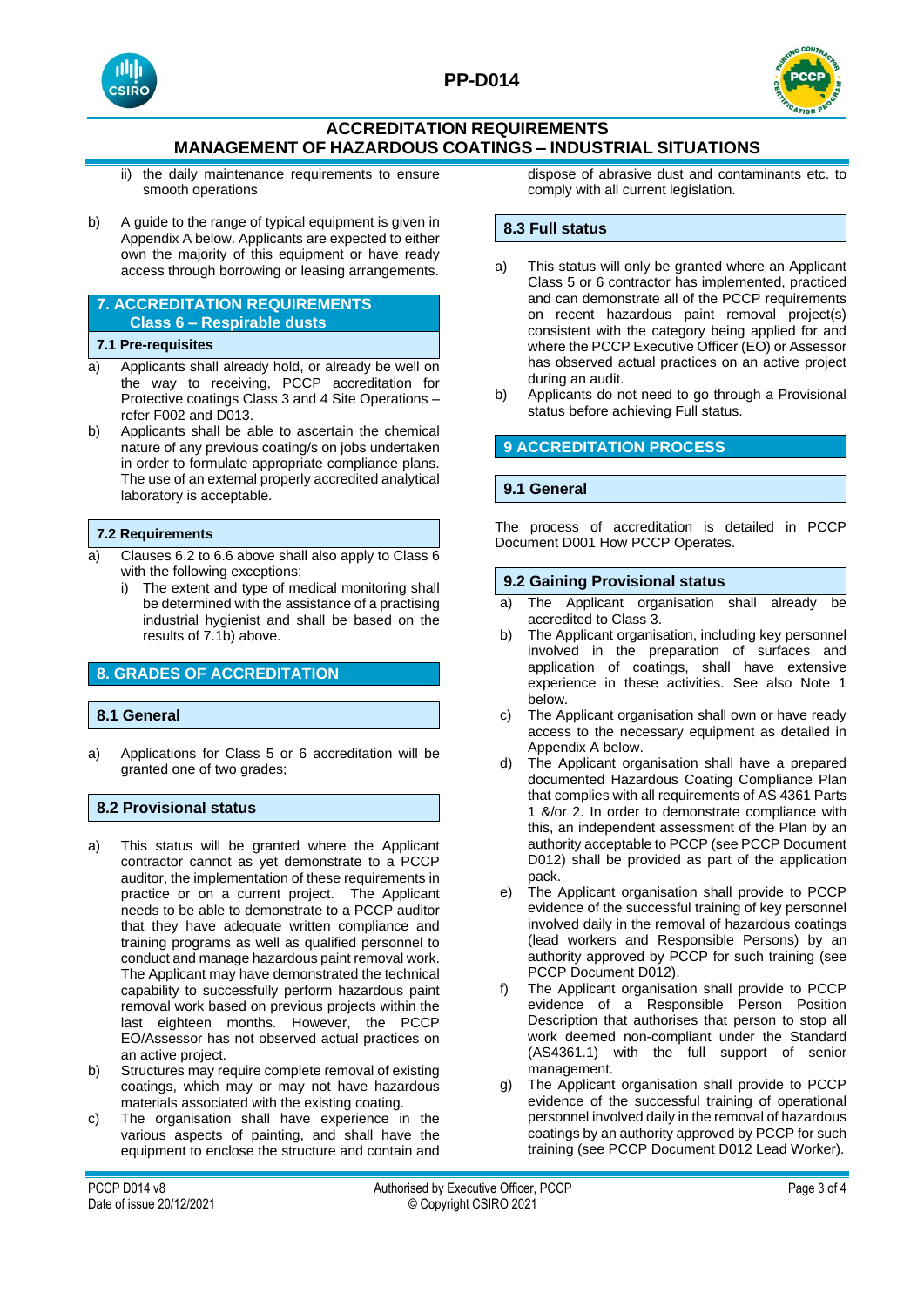ii) the daily maintenance requirements to ensure smooth operations

b) A guide to the range of typical equipment is given in Appendix A below. Applicants are expected to either own the majority of this equipment or have ready access through borrowing or leasing arrangements.

## 7. ACCREDITATION REQUIREMENTS Class 6 – Respirable dusts

### 7.1 Pre-requisites

a) Applicants shall already hold, or already be well on the way to receiving, PCCP accreditation for Protective coatings Class 3 and 4 Site Operations – refer F002 and D013.

b) Applicants shall be able to ascertain the chemical nature of any previous coating/s on jobs undertaken in order to formulate appropriate compliance plans. The use of an external properly accredited analytical laboratory is acceptable.

### 7.2 Requirements

a) Clauses 6.2 to 6.6 above shall also apply to Class 6 with the following exceptions;
   i) The extent and type of medical monitoring shall be determined with the assistance of a practising industrial hygienist and shall be based on the results of 7.1b) above.

## 8. GRADES OF ACCREDITATION

### 8.1 General

a) Applications for Class 5 or 6 accreditation will be granted one of two grades;

### 8.2 Provisional status

a) This status will be granted where the Applicant contractor cannot as yet demonstrate to a PCCP auditor, the implementation of these requirements in practice or on a current project. The Applicant needs to be able to demonstrate to a PCCP auditor that they have adequate written compliance and training programs as well as qualified personnel to conduct and manage hazardous paint removal work. The Applicant may have demonstrated the technical capability to successfully perform hazardous paint removal work based on previous projects within the last eighteen months. However, the PCCP EO/Assessor has not observed actual practices on an active project.

b) Structures may require complete removal of existing coatings, which may or may not have hazardous materials associated with the existing coating.

c) The organisation shall have experience in the various aspects of painting, and shall have the equipment to enclose the structure and contain and dispose of abrasive dust and contaminants etc. to comply with all current legislation.

### 8.3 Full status

a) This status will only be granted where an Applicant Class 5 or 6 contractor has implemented, practiced and can demonstrate all of the PCCP requirements on recent hazardous paint removal project(s) consistent with the category being applied for and where the PCCP Executive Officer (EO) or Assessor has observed actual practices on an active project during an audit.

b) Applicants do not need to go through a Provisional status before achieving Full status.

## 9 ACCREDITATION PROCESS

### 9.1 General

The process of accreditation is detailed in PCCP Document D001 How PCCP Operates.

### 9.2 Gaining Provisional status

a) The Applicant organisation shall already be accredited to Class 3.

b) The Applicant organisation, including key personnel involved in the preparation of surfaces and application of coatings, shall have extensive experience in these activities. See also Note 1 below.

c) The Applicant organisation shall own or have ready access to the necessary equipment as detailed in Appendix A below.

d) The Applicant organisation shall have a prepared documented Hazardous Coating Compliance Plan that complies with all requirements of AS 4361 Parts 1 &/or 2. In order to demonstrate compliance with this, an independent assessment of the Plan by an authority acceptable to PCCP (see PCCP Document D012) shall be provided as part of the application pack.

e) The Applicant organisation shall provide to PCCP evidence of the successful training of key personnel involved daily in the removal of hazardous coatings (lead workers and Responsible Persons) by an authority approved by PCCP for such training (see PCCP Document D012).

f) The Applicant organisation shall provide to PCCP evidence of a Responsible Person Position Description that authorises that person to stop all work deemed non-compliant under the Standard (AS4361.1) with the full support of senior management.

g) The Applicant organisation shall provide to PCCP evidence of the successful training of operational personnel involved daily in the removal of hazardous coatings by an authority approved by PCCP for such training (see PCCP Document D012 Lead Worker).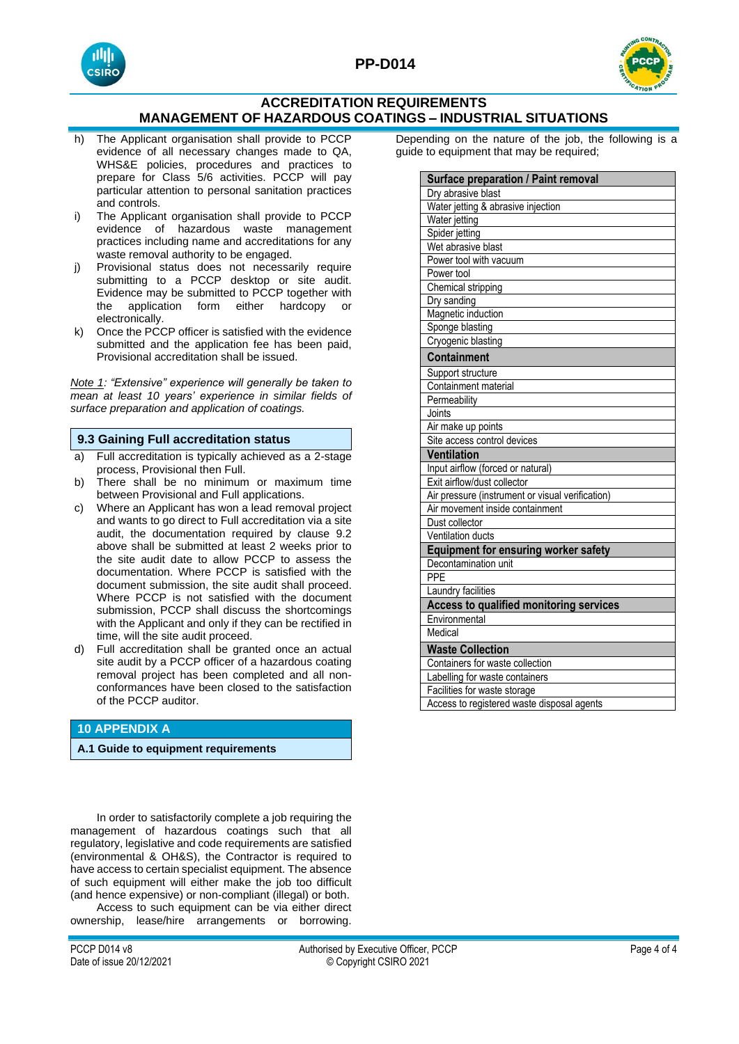h) The Applicant organisation shall provide to PCCP evidence of all necessary changes made to QA, WHS&E policies, procedures and practices to prepare for Class 5/6 activities. PCCP will pay particular attention to personal sanitation practices and controls.

i) The Applicant organisation shall provide to PCCP evidence of hazardous waste management practices including name and accreditations for any waste removal authority to be engaged.

j) Provisional status does not necessarily require submitting to a PCCP desktop or site audit. Evidence may be submitted to PCCP together with the application form either hardcopy or electronically.

k) Once the PCCP officer is satisfied with the evidence submitted and the application fee has been paid, Provisional accreditation shall be issued.

*Note 1: "Extensive" experience will generally be taken to mean at least 10 years' experience in similar fields of surface preparation and application of coatings.*

## 9.3 Gaining Full accreditation status

a) Full accreditation is typically achieved as a 2-stage process, Provisional then Full.

b) There shall be no minimum or maximum time between Provisional and Full applications.

c) Where an Applicant has won a lead removal project and wants to go direct to Full accreditation via a site audit, the documentation required by clause 9.2 above shall be submitted at least 2 weeks prior to the site audit date to allow PCCP to assess the documentation. Where PCCP is satisfied with the document submission, the site audit shall proceed. Where PCCP is not satisfied with the document submission, PCCP shall discuss the shortcomings with the Applicant and only if they can be rectified in time, will the site audit proceed.

d) Full accreditation shall be granted once an actual site audit by a PCCP officer of a hazardous coating removal project has been completed and all non-conformances have been closed to the satisfaction of the PCCP auditor.

## 10 APPENDIX A

### A.1 Guide to equipment requirements

In order to satisfactorily complete a job requiring the management of hazardous coatings such that all regulatory, legislative and code requirements are satisfied (environmental & OH&S), the Contractor is required to have access to certain specialist equipment. The absence of such equipment will either make the job too difficult (and hence expensive) or non-compliant (illegal) or both.

Access to such equipment can be via either direct ownership, lease/hire arrangements or borrowing. Depending on the nature of the job, the following is a guide to equipment that may be required;

| **Surface preparation / Paint removal** |
|---|
| Dry abrasive blast |
| Water jetting & abrasive injection |
| Water jetting |
| Spider jetting |
| Wet abrasive blast |
| Power tool with vacuum |
| Power tool |
| Chemical stripping |
| Dry sanding |
| Magnetic induction |
| Sponge blasting |
| Cryogenic blasting |
| **Containment** |
| Support structure |
| Containment material |
| Permeability |
| Joints |
| Air make up points |
| Site access control devices |
| **Ventilation** |
| Input airflow (forced or natural) |
| Exit airflow/dust collector |
| Air pressure (instrument or visual verification) |
| Air movement inside containment |
| Dust collector |
| Ventilation ducts |
| **Equipment for ensuring worker safety** |
| Decontamination unit |
| PPE |
| Laundry facilities |
| **Access to qualified monitoring services** |
| Environmental |
| Medical |
| **Waste Collection** |
| Containers for waste collection |
| Labelling for waste containers |
| Facilities for waste storage |
| Access to registered waste disposal agents |